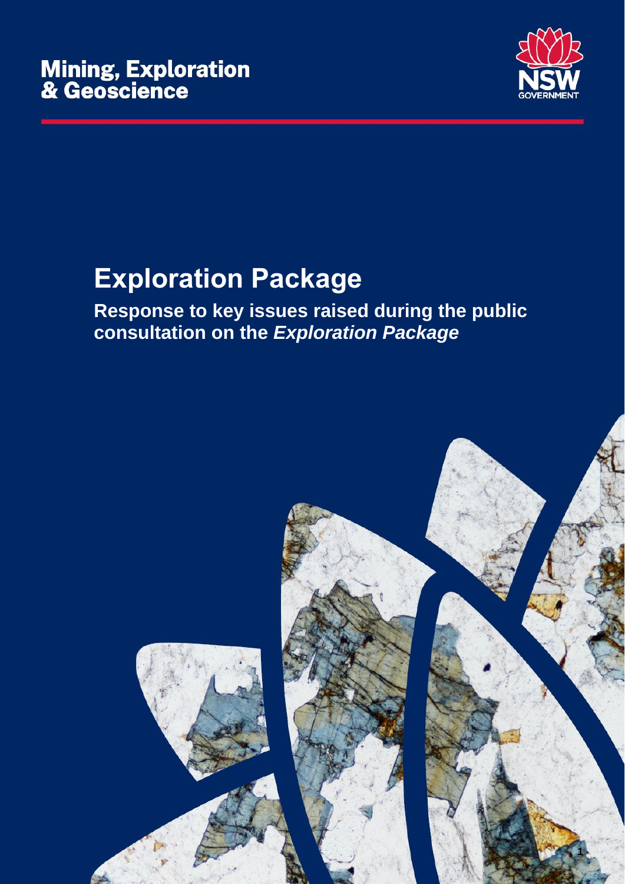Mining, Exploration & Geoscience

# Exploration Package

## Response to key issues raised during the public consultation on the *Exploration Package*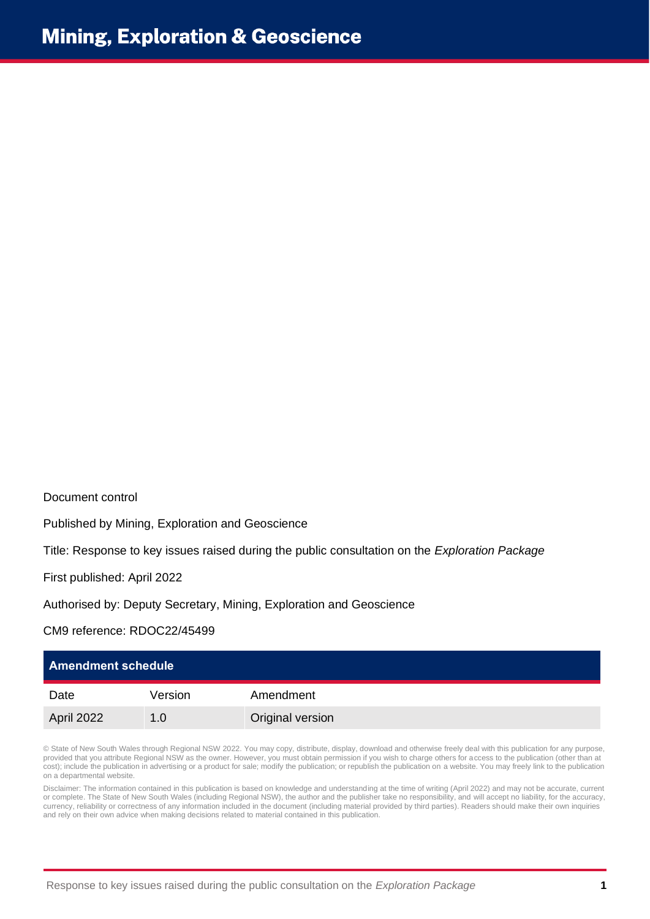# Mining, Exploration & Geoscience

Document control

Published by Mining, Exploration and Geoscience

Title: Response to key issues raised during the public consultation on the *Exploration Package*

First published: April 2022

Authorised by: Deputy Secretary, Mining, Exploration and Geoscience

CM9 reference: RDOC22/45499

| **Amendment schedule** | | |
|---|---|---|
| Date | Version | Amendment |
| April 2022 | 1.0 | Original version |

© State of New South Wales through Regional NSW 2022. You may copy, distribute, display, download and otherwise freely deal with this publication for any purpose, provided that you attribute Regional NSW as the owner. However, you must obtain permission if you wish to charge others for access to the publication (other than at cost); include the publication in advertising or a product for sale; modify the publication; or republish the publication on a website. You may freely link to the publication on a departmental website.

Disclaimer: The information contained in this publication is based on knowledge and understanding at the time of writing (April 2022) and may not be accurate, current or complete. The State of New South Wales (including Regional NSW), the author and the publisher take no responsibility, and will accept no liability, for the accuracy, currency, reliability or correctness of any information included in the document (including material provided by third parties). Readers should make their own inquiries and rely on their own advice when making decisions related to material contained in this publication.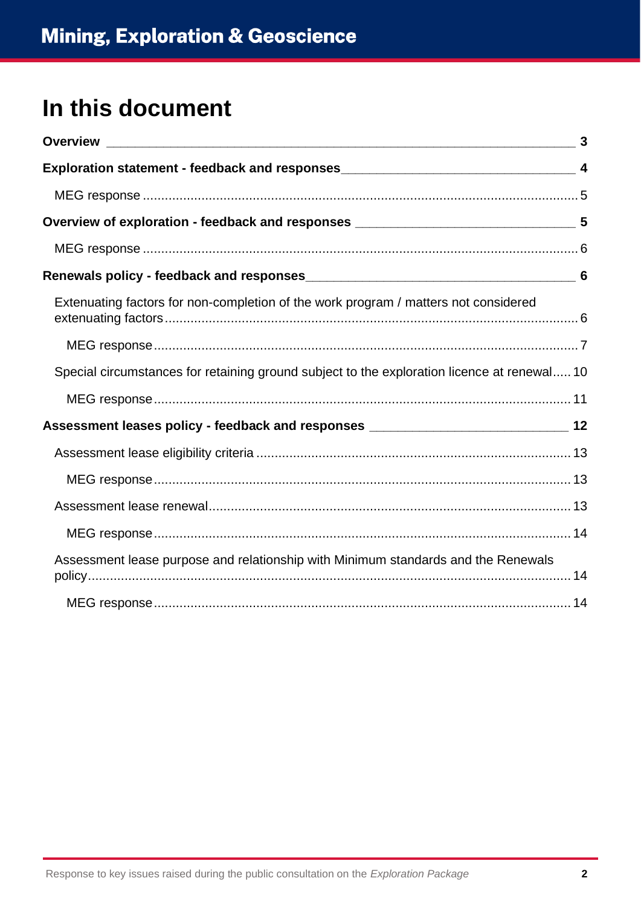# In this document

**Overview** ____________________________________________________________ **3**

**Exploration statement - feedback and responses** __________________________ **4**

MEG response ........................................................................................................... 5

**Overview of exploration - feedback and responses** ________________________ **5**

MEG response ........................................................................................................... 6

**Renewals policy - feedback and responses** _______________________________ **6**

Extenuating factors for non-completion of the work program / matters not considered extenuating factors ........................................................................................................... 6

MEG response ........................................................................................................... 7

Special circumstances for retaining ground subject to the exploration licence at renewal..... 10

MEG response ........................................................................................................... 11

**Assessment leases policy - feedback and responses** _________________________ **12**

Assessment lease eligibility criteria ........................................................................... 13

MEG response ........................................................................................................... 13

Assessment lease renewal.......................................................................................... 13

MEG response ........................................................................................................... 14

Assessment lease purpose and relationship with Minimum standards and the Renewals policy........................................................................................................................... 14

MEG response ........................................................................................................... 14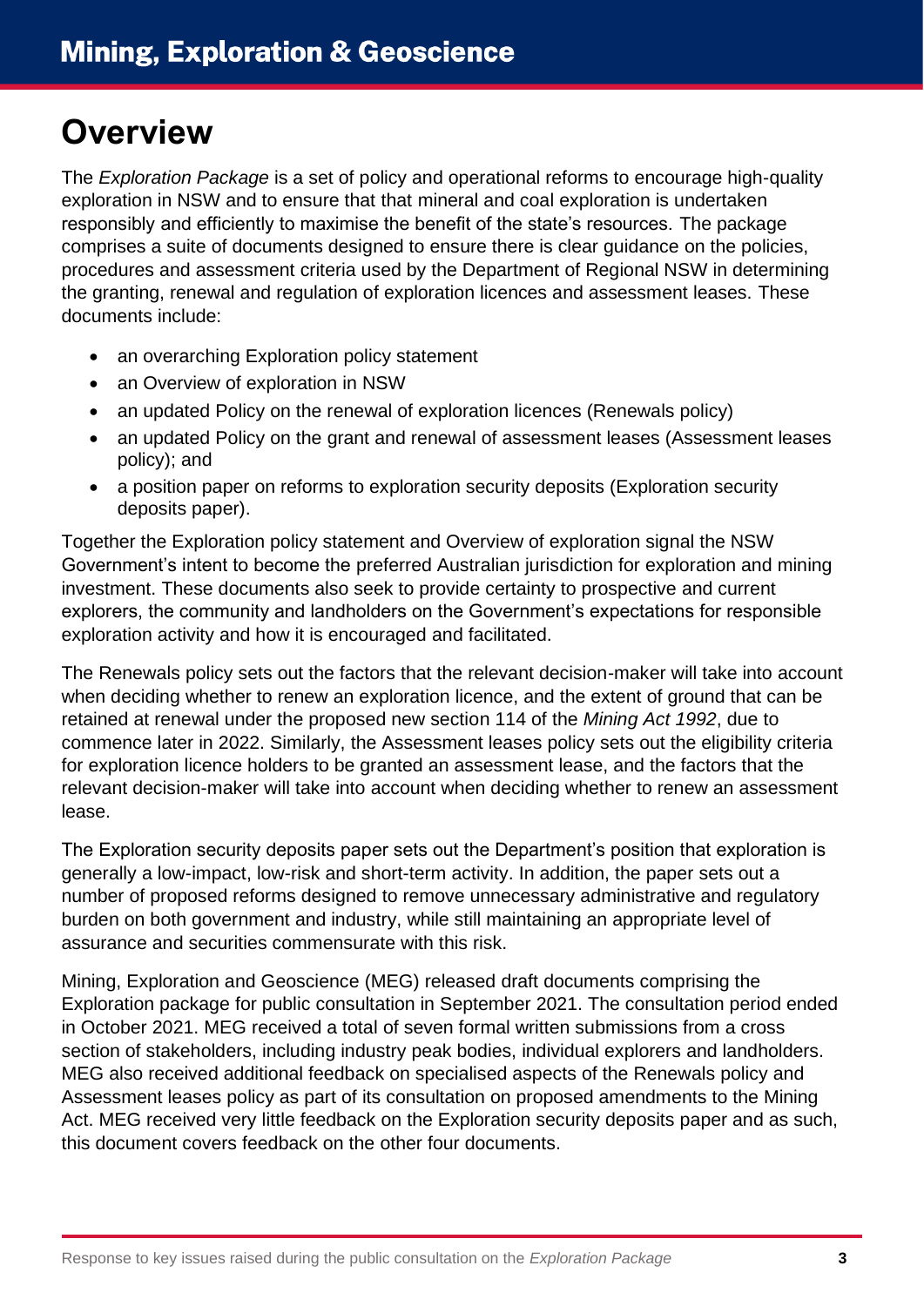## Overview

The *Exploration Package* is a set of policy and operational reforms to encourage high-quality exploration in NSW and to ensure that that mineral and coal exploration is undertaken responsibly and efficiently to maximise the benefit of the state's resources. The package comprises a suite of documents designed to ensure there is clear guidance on the policies, procedures and assessment criteria used by the Department of Regional NSW in determining the granting, renewal and regulation of exploration licences and assessment leases. These documents include:

- an overarching Exploration policy statement
- an Overview of exploration in NSW
- an updated Policy on the renewal of exploration licences (Renewals policy)
- an updated Policy on the grant and renewal of assessment leases (Assessment leases policy); and
- a position paper on reforms to exploration security deposits (Exploration security deposits paper).

Together the Exploration policy statement and Overview of exploration signal the NSW Government's intent to become the preferred Australian jurisdiction for exploration and mining investment. These documents also seek to provide certainty to prospective and current explorers, the community and landholders on the Government's expectations for responsible exploration activity and how it is encouraged and facilitated.

The Renewals policy sets out the factors that the relevant decision-maker will take into account when deciding whether to renew an exploration licence, and the extent of ground that can be retained at renewal under the proposed new section 114 of the *Mining Act 1992*, due to commence later in 2022. Similarly, the Assessment leases policy sets out the eligibility criteria for exploration licence holders to be granted an assessment lease, and the factors that the relevant decision-maker will take into account when deciding whether to renew an assessment lease.

The Exploration security deposits paper sets out the Department's position that exploration is generally a low-impact, low-risk and short-term activity. In addition, the paper sets out a number of proposed reforms designed to remove unnecessary administrative and regulatory burden on both government and industry, while still maintaining an appropriate level of assurance and securities commensurate with this risk.

Mining, Exploration and Geoscience (MEG) released draft documents comprising the Exploration package for public consultation in September 2021. The consultation period ended in October 2021. MEG received a total of seven formal written submissions from a cross section of stakeholders, including industry peak bodies, individual explorers and landholders. MEG also received additional feedback on specialised aspects of the Renewals policy and Assessment leases policy as part of its consultation on proposed amendments to the Mining Act. MEG received very little feedback on the Exploration security deposits paper and as such, this document covers feedback on the other four documents.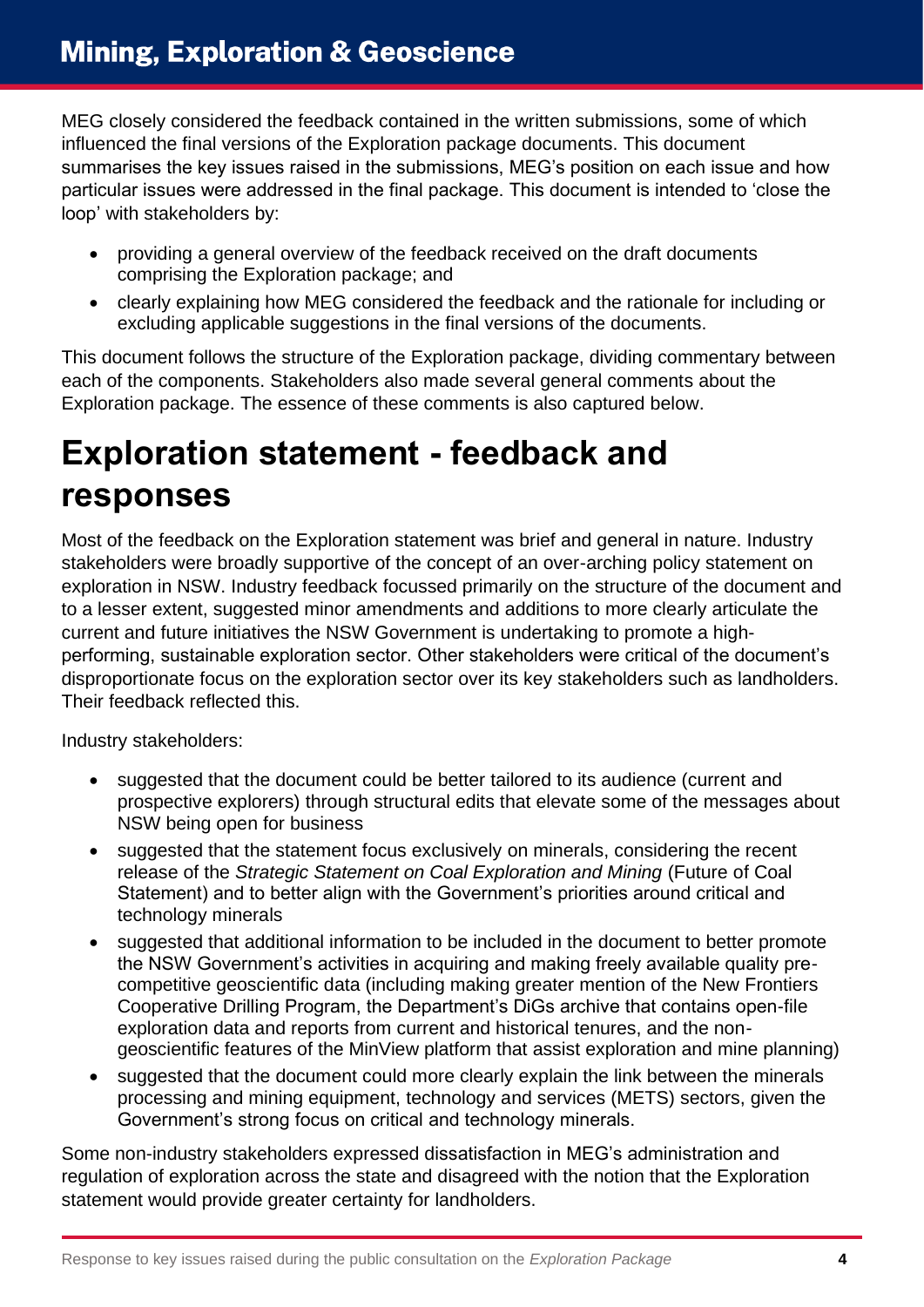MEG closely considered the feedback contained in the written submissions, some of which influenced the final versions of the Exploration package documents. This document summarises the key issues raised in the submissions, MEG's position on each issue and how particular issues were addressed in the final package. This document is intended to 'close the loop' with stakeholders by:

- providing a general overview of the feedback received on the draft documents comprising the Exploration package; and
- clearly explaining how MEG considered the feedback and the rationale for including or excluding applicable suggestions in the final versions of the documents.

This document follows the structure of the Exploration package, dividing commentary between each of the components. Stakeholders also made several general comments about the Exploration package. The essence of these comments is also captured below.

# Exploration statement - feedback and responses

Most of the feedback on the Exploration statement was brief and general in nature. Industry stakeholders were broadly supportive of the concept of an over-arching policy statement on exploration in NSW. Industry feedback focussed primarily on the structure of the document and to a lesser extent, suggested minor amendments and additions to more clearly articulate the current and future initiatives the NSW Government is undertaking to promote a high-performing, sustainable exploration sector. Other stakeholders were critical of the document's disproportionate focus on the exploration sector over its key stakeholders such as landholders. Their feedback reflected this.

Industry stakeholders:

- suggested that the document could be better tailored to its audience (current and prospective explorers) through structural edits that elevate some of the messages about NSW being open for business
- suggested that the statement focus exclusively on minerals, considering the recent release of the *Strategic Statement on Coal Exploration and Mining* (Future of Coal Statement) and to better align with the Government's priorities around critical and technology minerals
- suggested that additional information to be included in the document to better promote the NSW Government's activities in acquiring and making freely available quality pre-competitive geoscientific data (including making greater mention of the New Frontiers Cooperative Drilling Program, the Department's DiGs archive that contains open-file exploration data and reports from current and historical tenures, and the non-geoscientific features of the MinView platform that assist exploration and mine planning)
- suggested that the document could more clearly explain the link between the minerals processing and mining equipment, technology and services (METS) sectors, given the Government's strong focus on critical and technology minerals.

Some non-industry stakeholders expressed dissatisfaction in MEG's administration and regulation of exploration across the state and disagreed with the notion that the Exploration statement would provide greater certainty for landholders.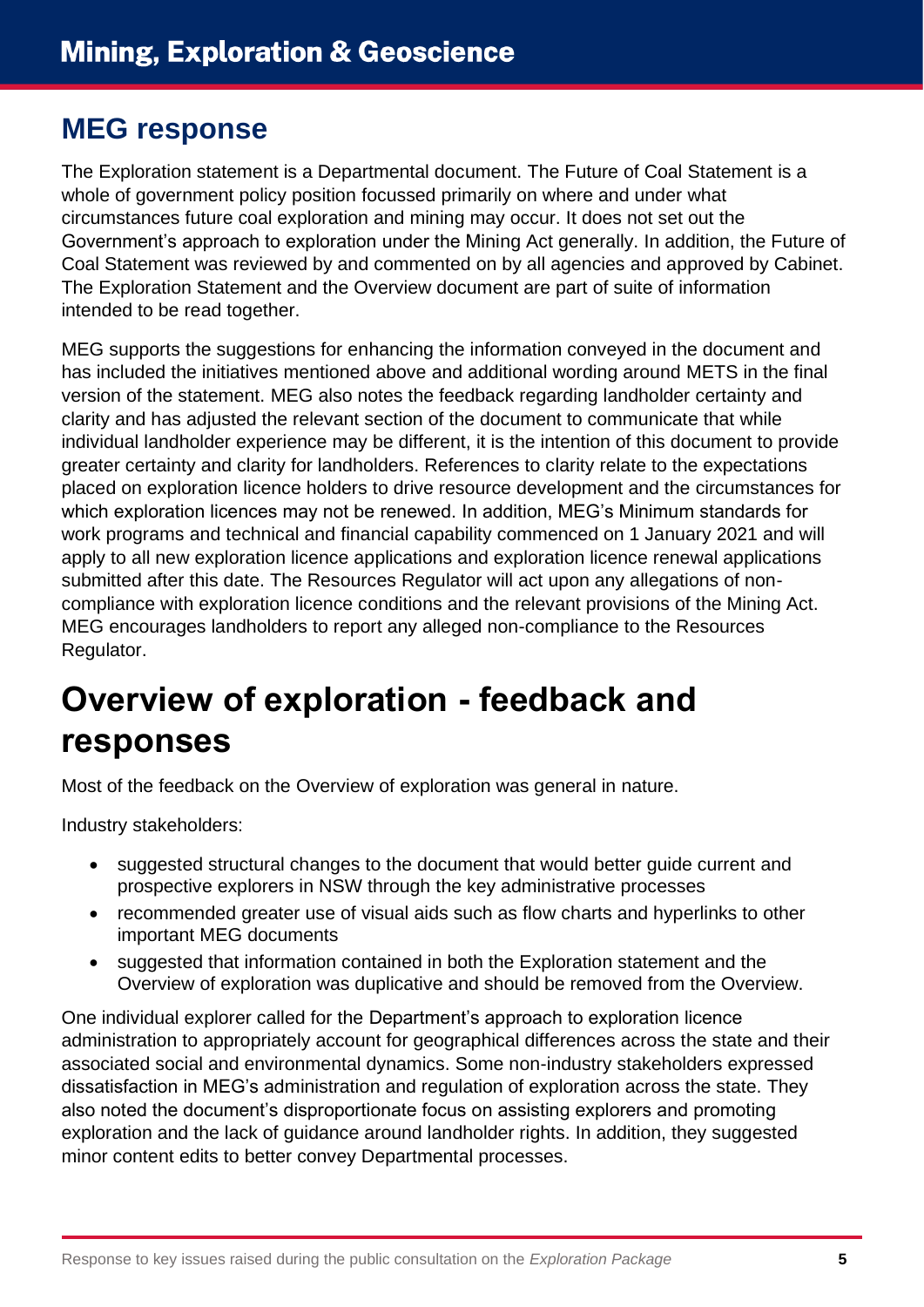## MEG response

The Exploration statement is a Departmental document. The Future of Coal Statement is a whole of government policy position focussed primarily on where and under what circumstances future coal exploration and mining may occur. It does not set out the Government's approach to exploration under the Mining Act generally. In addition, the Future of Coal Statement was reviewed by and commented on by all agencies and approved by Cabinet. The Exploration Statement and the Overview document are part of suite of information intended to be read together.

MEG supports the suggestions for enhancing the information conveyed in the document and has included the initiatives mentioned above and additional wording around METS in the final version of the statement. MEG also notes the feedback regarding landholder certainty and clarity and has adjusted the relevant section of the document to communicate that while individual landholder experience may be different, it is the intention of this document to provide greater certainty and clarity for landholders. References to clarity relate to the expectations placed on exploration licence holders to drive resource development and the circumstances for which exploration licences may not be renewed. In addition, MEG's Minimum standards for work programs and technical and financial capability commenced on 1 January 2021 and will apply to all new exploration licence applications and exploration licence renewal applications submitted after this date. The Resources Regulator will act upon any allegations of non-compliance with exploration licence conditions and the relevant provisions of the Mining Act. MEG encourages landholders to report any alleged non-compliance to the Resources Regulator.

# Overview of exploration - feedback and responses

Most of the feedback on the Overview of exploration was general in nature.

Industry stakeholders:

- suggested structural changes to the document that would better guide current and prospective explorers in NSW through the key administrative processes
- recommended greater use of visual aids such as flow charts and hyperlinks to other important MEG documents
- suggested that information contained in both the Exploration statement and the Overview of exploration was duplicative and should be removed from the Overview.

One individual explorer called for the Department's approach to exploration licence administration to appropriately account for geographical differences across the state and their associated social and environmental dynamics. Some non-industry stakeholders expressed dissatisfaction in MEG's administration and regulation of exploration across the state. They also noted the document's disproportionate focus on assisting explorers and promoting exploration and the lack of guidance around landholder rights. In addition, they suggested minor content edits to better convey Departmental processes.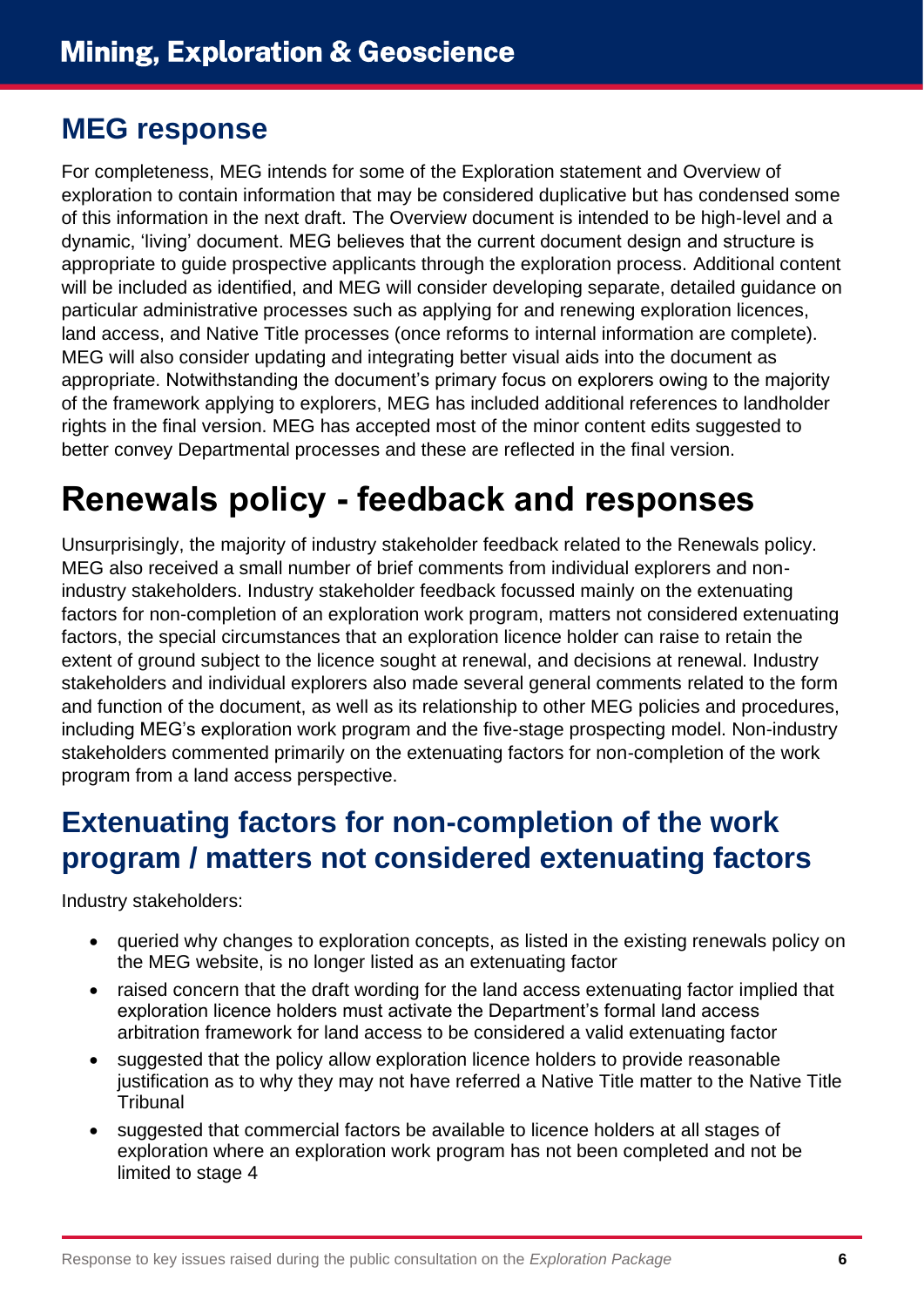## MEG response

For completeness, MEG intends for some of the Exploration statement and Overview of exploration to contain information that may be considered duplicative but has condensed some of this information in the next draft. The Overview document is intended to be high-level and a dynamic, 'living' document. MEG believes that the current document design and structure is appropriate to guide prospective applicants through the exploration process. Additional content will be included as identified, and MEG will consider developing separate, detailed guidance on particular administrative processes such as applying for and renewing exploration licences, land access, and Native Title processes (once reforms to internal information are complete). MEG will also consider updating and integrating better visual aids into the document as appropriate. Notwithstanding the document's primary focus on explorers owing to the majority of the framework applying to explorers, MEG has included additional references to landholder rights in the final version. MEG has accepted most of the minor content edits suggested to better convey Departmental processes and these are reflected in the final version.

# Renewals policy - feedback and responses

Unsurprisingly, the majority of industry stakeholder feedback related to the Renewals policy. MEG also received a small number of brief comments from individual explorers and non-industry stakeholders. Industry stakeholder feedback focussed mainly on the extenuating factors for non-completion of an exploration work program, matters not considered extenuating factors, the special circumstances that an exploration licence holder can raise to retain the extent of ground subject to the licence sought at renewal, and decisions at renewal. Industry stakeholders and individual explorers also made several general comments related to the form and function of the document, as well as its relationship to other MEG policies and procedures, including MEG's exploration work program and the five-stage prospecting model. Non-industry stakeholders commented primarily on the extenuating factors for non-completion of the work program from a land access perspective.

## Extenuating factors for non-completion of the work program / matters not considered extenuating factors

Industry stakeholders:

- queried why changes to exploration concepts, as listed in the existing renewals policy on the MEG website, is no longer listed as an extenuating factor
- raised concern that the draft wording for the land access extenuating factor implied that exploration licence holders must activate the Department's formal land access arbitration framework for land access to be considered a valid extenuating factor
- suggested that the policy allow exploration licence holders to provide reasonable justification as to why they may not have referred a Native Title matter to the Native Title Tribunal
- suggested that commercial factors be available to licence holders at all stages of exploration where an exploration work program has not been completed and not be limited to stage 4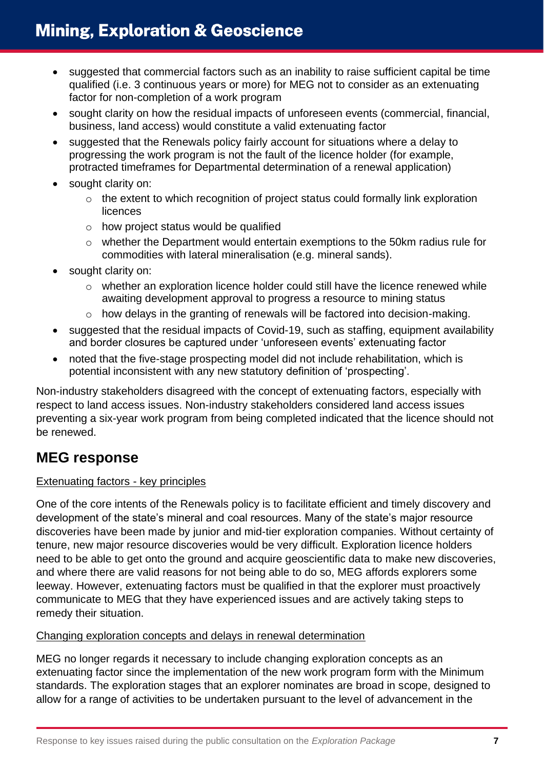- suggested that commercial factors such as an inability to raise sufficient capital be time qualified (i.e. 3 continuous years or more) for MEG not to consider as an extenuating factor for non-completion of a work program
- sought clarity on how the residual impacts of unforeseen events (commercial, financial, business, land access) would constitute a valid extenuating factor
- suggested that the Renewals policy fairly account for situations where a delay to progressing the work program is not the fault of the licence holder (for example, protracted timeframes for Departmental determination of a renewal application)
- sought clarity on:
  - the extent to which recognition of project status could formally link exploration licences
  - how project status would be qualified
  - whether the Department would entertain exemptions to the 50km radius rule for commodities with lateral mineralisation (e.g. mineral sands).
- sought clarity on:
  - whether an exploration licence holder could still have the licence renewed while awaiting development approval to progress a resource to mining status
  - how delays in the granting of renewals will be factored into decision-making.
- suggested that the residual impacts of Covid-19, such as staffing, equipment availability and border closures be captured under 'unforeseen events' extenuating factor
- noted that the five-stage prospecting model did not include rehabilitation, which is potential inconsistent with any new statutory definition of 'prospecting'.

Non-industry stakeholders disagreed with the concept of extenuating factors, especially with respect to land access issues. Non-industry stakeholders considered land access issues preventing a six-year work program from being completed indicated that the licence should not be renewed.

## MEG response

Extenuating factors - key principles

One of the core intents of the Renewals policy is to facilitate efficient and timely discovery and development of the state's mineral and coal resources. Many of the state's major resource discoveries have been made by junior and mid-tier exploration companies. Without certainty of tenure, new major resource discoveries would be very difficult. Exploration licence holders need to be able to get onto the ground and acquire geoscientific data to make new discoveries, and where there are valid reasons for not being able to do so, MEG affords explorers some leeway. However, extenuating factors must be qualified in that the explorer must proactively communicate to MEG that they have experienced issues and are actively taking steps to remedy their situation.

Changing exploration concepts and delays in renewal determination

MEG no longer regards it necessary to include changing exploration concepts as an extenuating factor since the implementation of the new work program form with the Minimum standards. The exploration stages that an explorer nominates are broad in scope, designed to allow for a range of activities to be undertaken pursuant to the level of advancement in the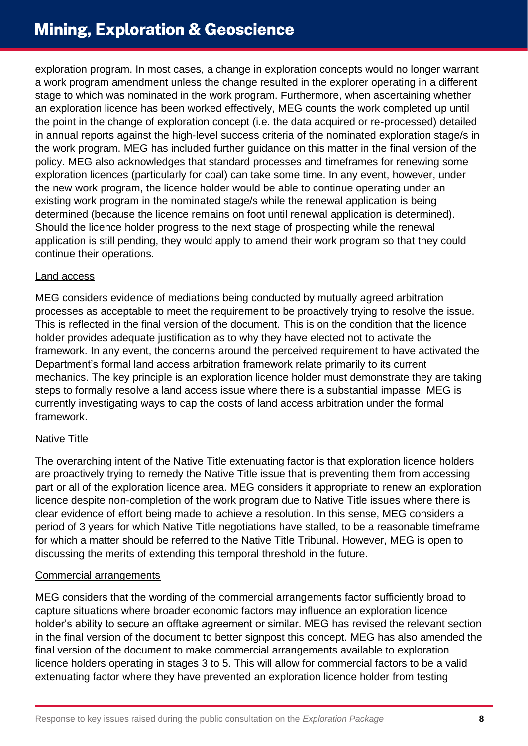exploration program. In most cases, a change in exploration concepts would no longer warrant a work program amendment unless the change resulted in the explorer operating in a different stage to which was nominated in the work program. Furthermore, when ascertaining whether an exploration licence has been worked effectively, MEG counts the work completed up until the point in the change of exploration concept (i.e. the data acquired or re-processed) detailed in annual reports against the high-level success criteria of the nominated exploration stage/s in the work program. MEG has included further guidance on this matter in the final version of the policy. MEG also acknowledges that standard processes and timeframes for renewing some exploration licences (particularly for coal) can take some time. In any event, however, under the new work program, the licence holder would be able to continue operating under an existing work program in the nominated stage/s while the renewal application is being determined (because the licence remains on foot until renewal application is determined). Should the licence holder progress to the next stage of prospecting while the renewal application is still pending, they would apply to amend their work program so that they could continue their operations.

Land access

MEG considers evidence of mediations being conducted by mutually agreed arbitration processes as acceptable to meet the requirement to be proactively trying to resolve the issue. This is reflected in the final version of the document. This is on the condition that the licence holder provides adequate justification as to why they have elected not to activate the framework. In any event, the concerns around the perceived requirement to have activated the Department's formal land access arbitration framework relate primarily to its current mechanics. The key principle is an exploration licence holder must demonstrate they are taking steps to formally resolve a land access issue where there is a substantial impasse. MEG is currently investigating ways to cap the costs of land access arbitration under the formal framework.

Native Title

The overarching intent of the Native Title extenuating factor is that exploration licence holders are proactively trying to remedy the Native Title issue that is preventing them from accessing part or all of the exploration licence area. MEG considers it appropriate to renew an exploration licence despite non-completion of the work program due to Native Title issues where there is clear evidence of effort being made to achieve a resolution. In this sense, MEG considers a period of 3 years for which Native Title negotiations have stalled, to be a reasonable timeframe for which a matter should be referred to the Native Title Tribunal. However, MEG is open to discussing the merits of extending this temporal threshold in the future.

Commercial arrangements

MEG considers that the wording of the commercial arrangements factor sufficiently broad to capture situations where broader economic factors may influence an exploration licence holder's ability to secure an offtake agreement or similar. MEG has revised the relevant section in the final version of the document to better signpost this concept. MEG has also amended the final version of the document to make commercial arrangements available to exploration licence holders operating in stages 3 to 5. This will allow for commercial factors to be a valid extenuating factor where they have prevented an exploration licence holder from testing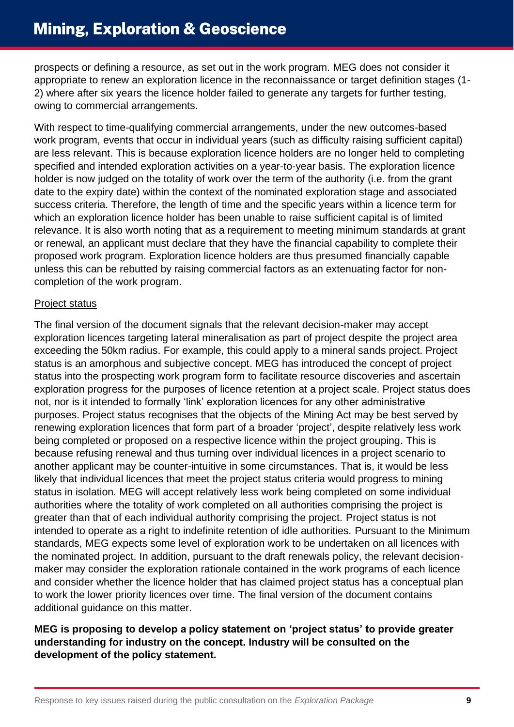prospects or defining a resource, as set out in the work program. MEG does not consider it appropriate to renew an exploration licence in the reconnaissance or target definition stages (1-2) where after six years the licence holder failed to generate any targets for further testing, owing to commercial arrangements.

With respect to time-qualifying commercial arrangements, under the new outcomes-based work program, events that occur in individual years (such as difficulty raising sufficient capital) are less relevant. This is because exploration licence holders are no longer held to completing specified and intended exploration activities on a year-to-year basis. The exploration licence holder is now judged on the totality of work over the term of the authority (i.e. from the grant date to the expiry date) within the context of the nominated exploration stage and associated success criteria. Therefore, the length of time and the specific years within a licence term for which an exploration licence holder has been unable to raise sufficient capital is of limited relevance. It is also worth noting that as a requirement to meeting minimum standards at grant or renewal, an applicant must declare that they have the financial capability to complete their proposed work program. Exploration licence holders are thus presumed financially capable unless this can be rebutted by raising commercial factors as an extenuating factor for non-completion of the work program.

Project status

The final version of the document signals that the relevant decision-maker may accept exploration licences targeting lateral mineralisation as part of project despite the project area exceeding the 50km radius. For example, this could apply to a mineral sands project. Project status is an amorphous and subjective concept. MEG has introduced the concept of project status into the prospecting work program form to facilitate resource discoveries and ascertain exploration progress for the purposes of licence retention at a project scale. Project status does not, nor is it intended to formally 'link' exploration licences for any other administrative purposes. Project status recognises that the objects of the Mining Act may be best served by renewing exploration licences that form part of a broader 'project', despite relatively less work being completed or proposed on a respective licence within the project grouping. This is because refusing renewal and thus turning over individual licences in a project scenario to another applicant may be counter-intuitive in some circumstances. That is, it would be less likely that individual licences that meet the project status criteria would progress to mining status in isolation. MEG will accept relatively less work being completed on some individual authorities where the totality of work completed on all authorities comprising the project is greater than that of each individual authority comprising the project. Project status is not intended to operate as a right to indefinite retention of idle authorities. Pursuant to the Minimum standards, MEG expects some level of exploration work to be undertaken on all licences with the nominated project. In addition, pursuant to the draft renewals policy, the relevant decision-maker may consider the exploration rationale contained in the work programs of each licence and consider whether the licence holder that has claimed project status has a conceptual plan to work the lower priority licences over time. The final version of the document contains additional guidance on this matter.

**MEG is proposing to develop a policy statement on 'project status' to provide greater understanding for industry on the concept. Industry will be consulted on the development of the policy statement.**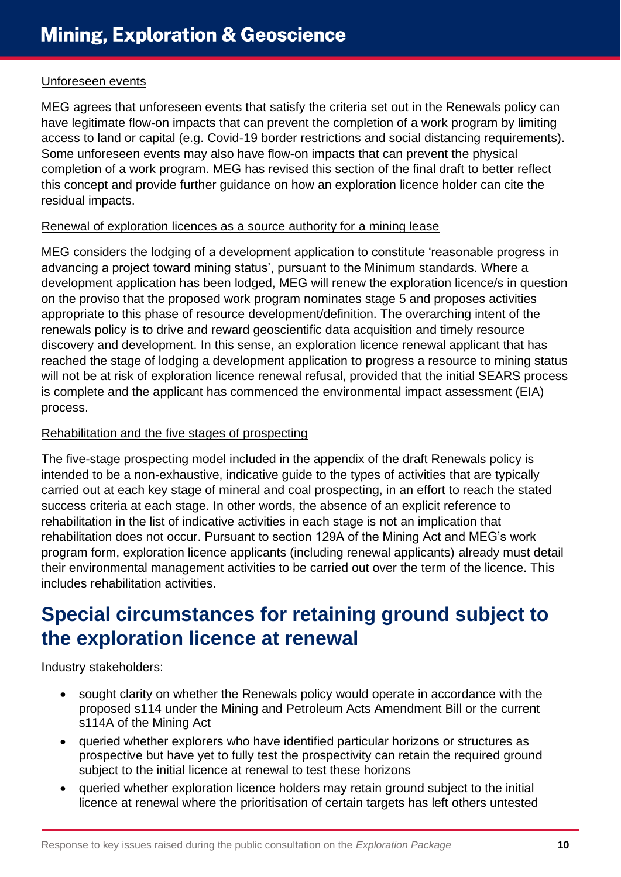Unforeseen events

MEG agrees that unforeseen events that satisfy the criteria set out in the Renewals policy can have legitimate flow-on impacts that can prevent the completion of a work program by limiting access to land or capital (e.g. Covid-19 border restrictions and social distancing requirements). Some unforeseen events may also have flow-on impacts that can prevent the physical completion of a work program. MEG has revised this section of the final draft to better reflect this concept and provide further guidance on how an exploration licence holder can cite the residual impacts.

Renewal of exploration licences as a source authority for a mining lease

MEG considers the lodging of a development application to constitute 'reasonable progress in advancing a project toward mining status', pursuant to the Minimum standards. Where a development application has been lodged, MEG will renew the exploration licence/s in question on the proviso that the proposed work program nominates stage 5 and proposes activities appropriate to this phase of resource development/definition. The overarching intent of the renewals policy is to drive and reward geoscientific data acquisition and timely resource discovery and development. In this sense, an exploration licence renewal applicant that has reached the stage of lodging a development application to progress a resource to mining status will not be at risk of exploration licence renewal refusal, provided that the initial SEARS process is complete and the applicant has commenced the environmental impact assessment (EIA) process.

Rehabilitation and the five stages of prospecting

The five-stage prospecting model included in the appendix of the draft Renewals policy is intended to be a non-exhaustive, indicative guide to the types of activities that are typically carried out at each key stage of mineral and coal prospecting, in an effort to reach the stated success criteria at each stage. In other words, the absence of an explicit reference to rehabilitation in the list of indicative activities in each stage is not an implication that rehabilitation does not occur. Pursuant to section 129A of the Mining Act and MEG's work program form, exploration licence applicants (including renewal applicants) already must detail their environmental management activities to be carried out over the term of the licence. This includes rehabilitation activities.

## Special circumstances for retaining ground subject to the exploration licence at renewal

Industry stakeholders:

- sought clarity on whether the Renewals policy would operate in accordance with the proposed s114 under the Mining and Petroleum Acts Amendment Bill or the current s114A of the Mining Act
- queried whether explorers who have identified particular horizons or structures as prospective but have yet to fully test the prospectivity can retain the required ground subject to the initial licence at renewal to test these horizons
- queried whether exploration licence holders may retain ground subject to the initial licence at renewal where the prioritisation of certain targets has left others untested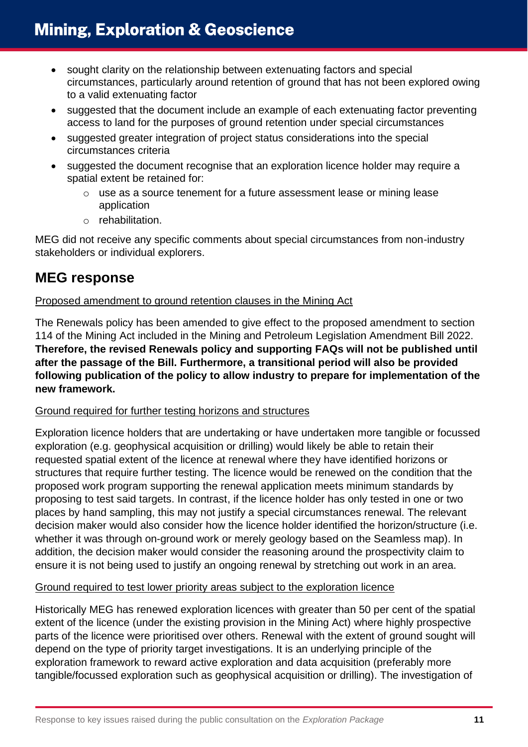- sought clarity on the relationship between extenuating factors and special circumstances, particularly around retention of ground that has not been explored owing to a valid extenuating factor
- suggested that the document include an example of each extenuating factor preventing access to land for the purposes of ground retention under special circumstances
- suggested greater integration of project status considerations into the special circumstances criteria
- suggested the document recognise that an exploration licence holder may require a spatial extent be retained for:
  - use as a source tenement for a future assessment lease or mining lease application
  - rehabilitation.

MEG did not receive any specific comments about special circumstances from non-industry stakeholders or individual explorers.

## MEG response

Proposed amendment to ground retention clauses in the Mining Act

The Renewals policy has been amended to give effect to the proposed amendment to section 114 of the Mining Act included in the Mining and Petroleum Legislation Amendment Bill 2022. **Therefore, the revised Renewals policy and supporting FAQs will not be published until after the passage of the Bill. Furthermore, a transitional period will also be provided following publication of the policy to allow industry to prepare for implementation of the new framework.**

Ground required for further testing horizons and structures

Exploration licence holders that are undertaking or have undertaken more tangible or focussed exploration (e.g. geophysical acquisition or drilling) would likely be able to retain their requested spatial extent of the licence at renewal where they have identified horizons or structures that require further testing. The licence would be renewed on the condition that the proposed work program supporting the renewal application meets minimum standards by proposing to test said targets. In contrast, if the licence holder has only tested in one or two places by hand sampling, this may not justify a special circumstances renewal. The relevant decision maker would also consider how the licence holder identified the horizon/structure (i.e. whether it was through on-ground work or merely geology based on the Seamless map). In addition, the decision maker would consider the reasoning around the prospectivity claim to ensure it is not being used to justify an ongoing renewal by stretching out work in an area.

Ground required to test lower priority areas subject to the exploration licence

Historically MEG has renewed exploration licences with greater than 50 per cent of the spatial extent of the licence (under the existing provision in the Mining Act) where highly prospective parts of the licence were prioritised over others. Renewal with the extent of ground sought will depend on the type of priority target investigations. It is an underlying principle of the exploration framework to reward active exploration and data acquisition (preferably more tangible/focussed exploration such as geophysical acquisition or drilling). The investigation of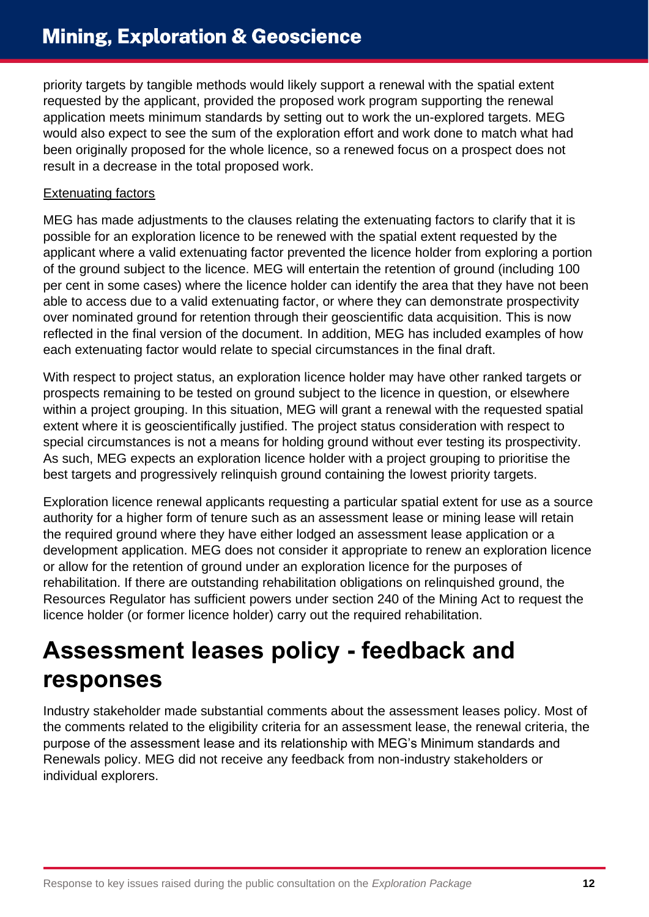priority targets by tangible methods would likely support a renewal with the spatial extent requested by the applicant, provided the proposed work program supporting the renewal application meets minimum standards by setting out to work the un-explored targets. MEG would also expect to see the sum of the exploration effort and work done to match what had been originally proposed for the whole licence, so a renewed focus on a prospect does not result in a decrease in the total proposed work.

Extenuating factors

MEG has made adjustments to the clauses relating the extenuating factors to clarify that it is possible for an exploration licence to be renewed with the spatial extent requested by the applicant where a valid extenuating factor prevented the licence holder from exploring a portion of the ground subject to the licence. MEG will entertain the retention of ground (including 100 per cent in some cases) where the licence holder can identify the area that they have not been able to access due to a valid extenuating factor, or where they can demonstrate prospectivity over nominated ground for retention through their geoscientific data acquisition. This is now reflected in the final version of the document. In addition, MEG has included examples of how each extenuating factor would relate to special circumstances in the final draft.

With respect to project status, an exploration licence holder may have other ranked targets or prospects remaining to be tested on ground subject to the licence in question, or elsewhere within a project grouping. In this situation, MEG will grant a renewal with the requested spatial extent where it is geoscientifically justified. The project status consideration with respect to special circumstances is not a means for holding ground without ever testing its prospectivity. As such, MEG expects an exploration licence holder with a project grouping to prioritise the best targets and progressively relinquish ground containing the lowest priority targets.

Exploration licence renewal applicants requesting a particular spatial extent for use as a source authority for a higher form of tenure such as an assessment lease or mining lease will retain the required ground where they have either lodged an assessment lease application or a development application. MEG does not consider it appropriate to renew an exploration licence or allow for the retention of ground under an exploration licence for the purposes of rehabilitation. If there are outstanding rehabilitation obligations on relinquished ground, the Resources Regulator has sufficient powers under section 240 of the Mining Act to request the licence holder (or former licence holder) carry out the required rehabilitation.

# Assessment leases policy - feedback and responses

Industry stakeholder made substantial comments about the assessment leases policy. Most of the comments related to the eligibility criteria for an assessment lease, the renewal criteria, the purpose of the assessment lease and its relationship with MEG's Minimum standards and Renewals policy. MEG did not receive any feedback from non-industry stakeholders or individual explorers.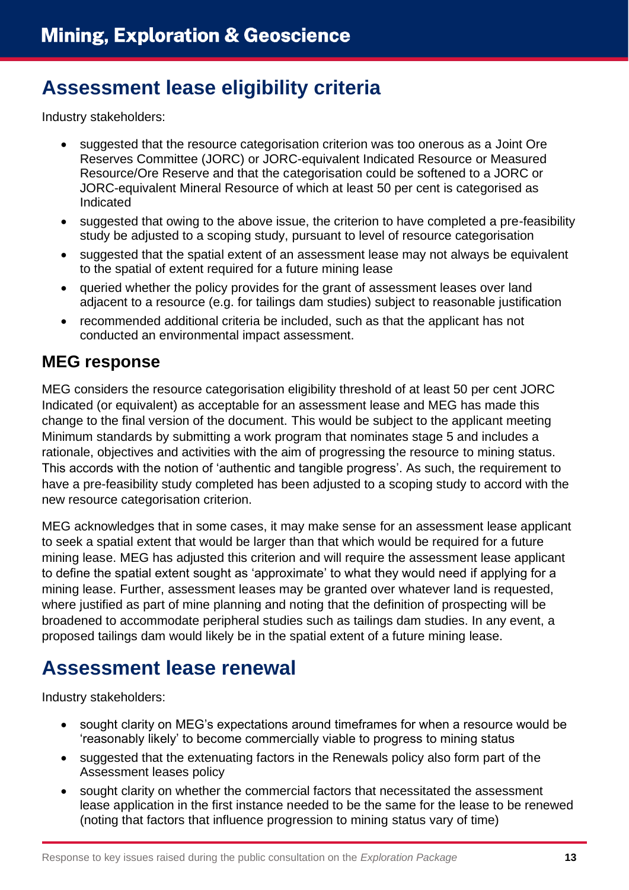## Assessment lease eligibility criteria

Industry stakeholders:

- suggested that the resource categorisation criterion was too onerous as a Joint Ore Reserves Committee (JORC) or JORC-equivalent Indicated Resource or Measured Resource/Ore Reserve and that the categorisation could be softened to a JORC or JORC-equivalent Mineral Resource of which at least 50 per cent is categorised as Indicated
- suggested that owing to the above issue, the criterion to have completed a pre-feasibility study be adjusted to a scoping study, pursuant to level of resource categorisation
- suggested that the spatial extent of an assessment lease may not always be equivalent to the spatial of extent required for a future mining lease
- queried whether the policy provides for the grant of assessment leases over land adjacent to a resource (e.g. for tailings dam studies) subject to reasonable justification
- recommended additional criteria be included, such as that the applicant has not conducted an environmental impact assessment.

### MEG response

MEG considers the resource categorisation eligibility threshold of at least 50 per cent JORC Indicated (or equivalent) as acceptable for an assessment lease and MEG has made this change to the final version of the document. This would be subject to the applicant meeting Minimum standards by submitting a work program that nominates stage 5 and includes a rationale, objectives and activities with the aim of progressing the resource to mining status. This accords with the notion of 'authentic and tangible progress'. As such, the requirement to have a pre-feasibility study completed has been adjusted to a scoping study to accord with the new resource categorisation criterion.

MEG acknowledges that in some cases, it may make sense for an assessment lease applicant to seek a spatial extent that would be larger than that which would be required for a future mining lease. MEG has adjusted this criterion and will require the assessment lease applicant to define the spatial extent sought as 'approximate' to what they would need if applying for a mining lease. Further, assessment leases may be granted over whatever land is requested, where justified as part of mine planning and noting that the definition of prospecting will be broadened to accommodate peripheral studies such as tailings dam studies. In any event, a proposed tailings dam would likely be in the spatial extent of a future mining lease.

## Assessment lease renewal

Industry stakeholders:

- sought clarity on MEG's expectations around timeframes for when a resource would be 'reasonably likely' to become commercially viable to progress to mining status
- suggested that the extenuating factors in the Renewals policy also form part of the Assessment leases policy
- sought clarity on whether the commercial factors that necessitated the assessment lease application in the first instance needed to be the same for the lease to be renewed (noting that factors that influence progression to mining status vary of time)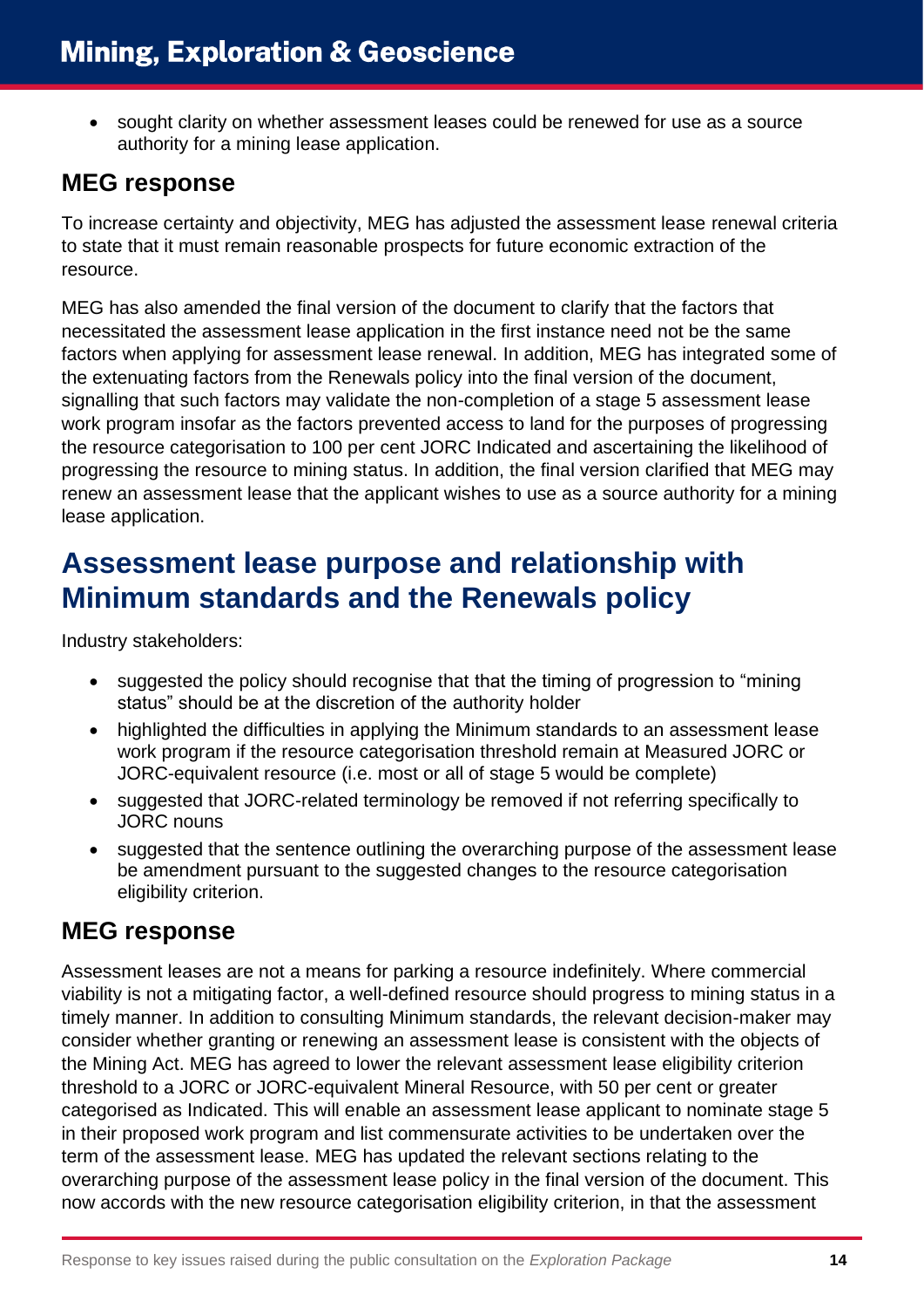- sought clarity on whether assessment leases could be renewed for use as a source authority for a mining lease application.

## MEG response

To increase certainty and objectivity, MEG has adjusted the assessment lease renewal criteria to state that it must remain reasonable prospects for future economic extraction of the resource.

MEG has also amended the final version of the document to clarify that the factors that necessitated the assessment lease application in the first instance need not be the same factors when applying for assessment lease renewal. In addition, MEG has integrated some of the extenuating factors from the Renewals policy into the final version of the document, signalling that such factors may validate the non-completion of a stage 5 assessment lease work program insofar as the factors prevented access to land for the purposes of progressing the resource categorisation to 100 per cent JORC Indicated and ascertaining the likelihood of progressing the resource to mining status. In addition, the final version clarified that MEG may renew an assessment lease that the applicant wishes to use as a source authority for a mining lease application.

# Assessment lease purpose and relationship with Minimum standards and the Renewals policy

Industry stakeholders:

- suggested the policy should recognise that that the timing of progression to "mining status" should be at the discretion of the authority holder
- highlighted the difficulties in applying the Minimum standards to an assessment lease work program if the resource categorisation threshold remain at Measured JORC or JORC-equivalent resource (i.e. most or all of stage 5 would be complete)
- suggested that JORC-related terminology be removed if not referring specifically to JORC nouns
- suggested that the sentence outlining the overarching purpose of the assessment lease be amendment pursuant to the suggested changes to the resource categorisation eligibility criterion.

## MEG response

Assessment leases are not a means for parking a resource indefinitely. Where commercial viability is not a mitigating factor, a well-defined resource should progress to mining status in a timely manner. In addition to consulting Minimum standards, the relevant decision-maker may consider whether granting or renewing an assessment lease is consistent with the objects of the Mining Act. MEG has agreed to lower the relevant assessment lease eligibility criterion threshold to a JORC or JORC-equivalent Mineral Resource, with 50 per cent or greater categorised as Indicated. This will enable an assessment lease applicant to nominate stage 5 in their proposed work program and list commensurate activities to be undertaken over the term of the assessment lease. MEG has updated the relevant sections relating to the overarching purpose of the assessment lease policy in the final version of the document. This now accords with the new resource categorisation eligibility criterion, in that the assessment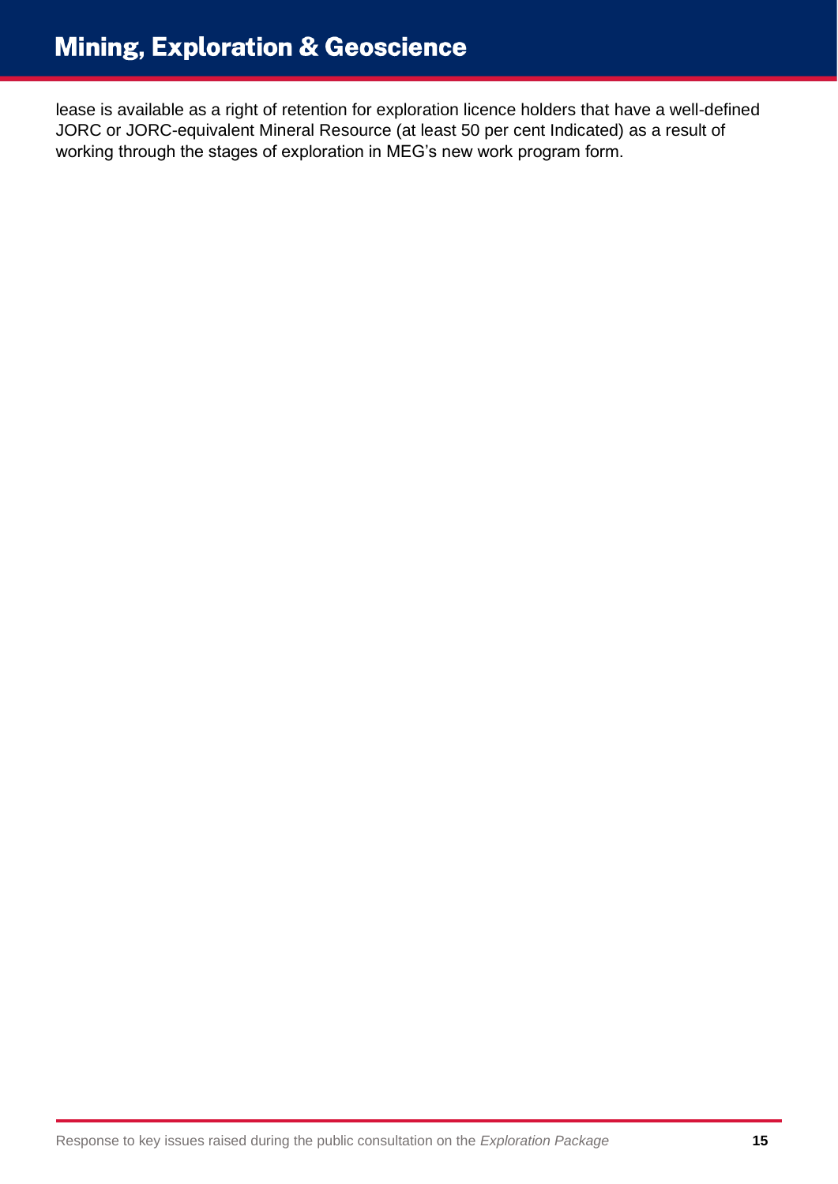lease is available as a right of retention for exploration licence holders that have a well-defined JORC or JORC-equivalent Mineral Resource (at least 50 per cent Indicated) as a result of working through the stages of exploration in MEG's new work program form.